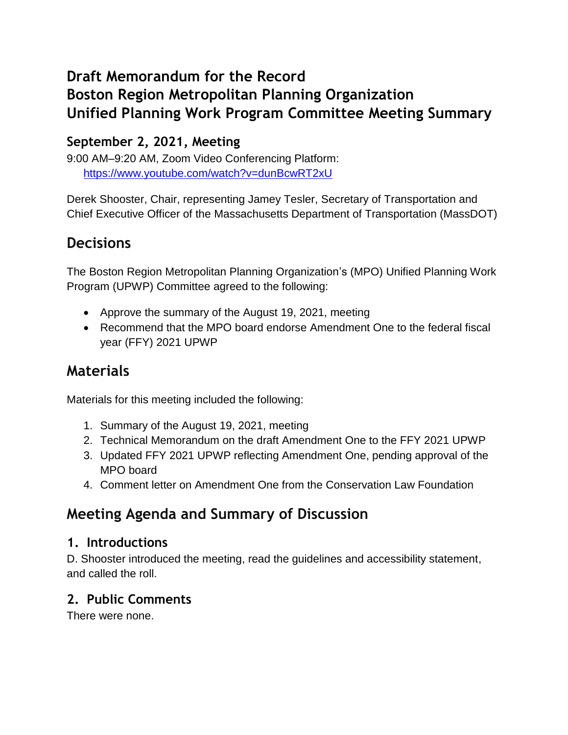# Draft Memorandum for the Record
# Boston Region Metropolitan Planning Organization
# Unified Planning Work Program Committee Meeting Summary

### September 2, 2021, Meeting

9:00 AM–9:20 AM, Zoom Video Conferencing Platform:
https://www.youtube.com/watch?v=dunBcwRT2xU

Derek Shooster, Chair, representing Jamey Tesler, Secretary of Transportation and Chief Executive Officer of the Massachusetts Department of Transportation (MassDOT)

## Decisions

The Boston Region Metropolitan Planning Organization's (MPO) Unified Planning Work Program (UPWP) Committee agreed to the following:

- Approve the summary of the August 19, 2021, meeting
- Recommend that the MPO board endorse Amendment One to the federal fiscal year (FFY) 2021 UPWP

## Materials

Materials for this meeting included the following:

1. Summary of the August 19, 2021, meeting
2. Technical Memorandum on the draft Amendment One to the FFY 2021 UPWP
3. Updated FFY 2021 UPWP reflecting Amendment One, pending approval of the MPO board
4. Comment letter on Amendment One from the Conservation Law Foundation

## Meeting Agenda and Summary of Discussion

### 1. Introductions

D. Shooster introduced the meeting, read the guidelines and accessibility statement, and called the roll.

### 2. Public Comments

There were none.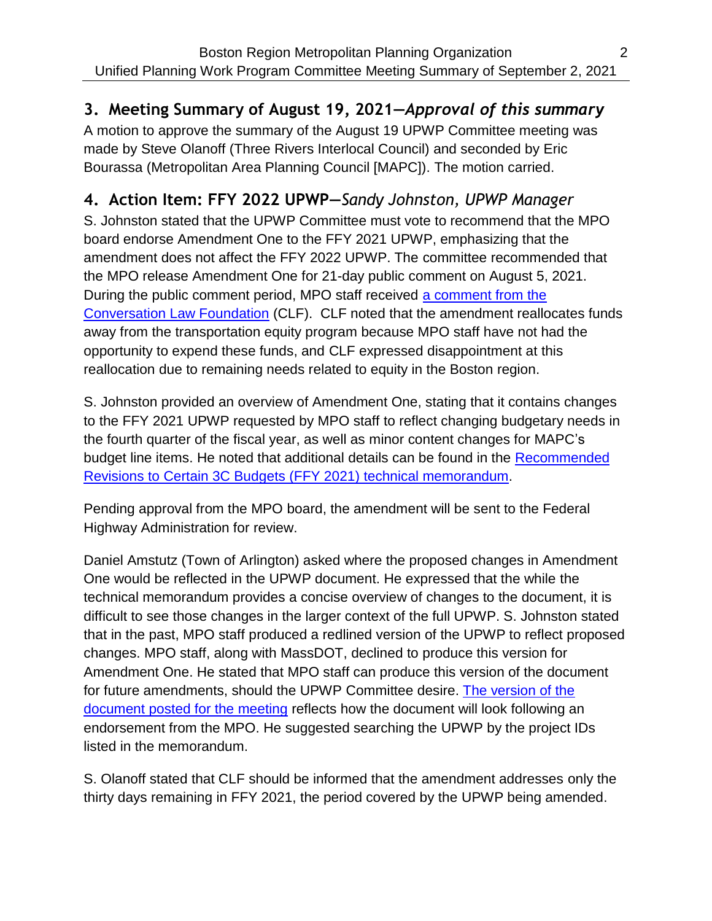## 3. Meeting Summary of August 19, 2021—*Approval of this summary*

A motion to approve the summary of the August 19 UPWP Committee meeting was made by Steve Olanoff (Three Rivers Interlocal Council) and seconded by Eric Bourassa (Metropolitan Area Planning Council [MAPC]). The motion carried.

## 4. Action Item: FFY 2022 UPWP—*Sandy Johnston, UPWP Manager*

S. Johnston stated that the UPWP Committee must vote to recommend that the MPO board endorse Amendment One to the FFY 2021 UPWP, emphasizing that the amendment does not affect the FFY 2022 UPWP. The committee recommended that the MPO release Amendment One for 21-day public comment on August 5, 2021. During the public comment period, MPO staff received a comment from the Conversation Law Foundation (CLF). CLF noted that the amendment reallocates funds away from the transportation equity program because MPO staff have not had the opportunity to expend these funds, and CLF expressed disappointment at this reallocation due to remaining needs related to equity in the Boston region.

S. Johnston provided an overview of Amendment One, stating that it contains changes to the FFY 2021 UPWP requested by MPO staff to reflect changing budgetary needs in the fourth quarter of the fiscal year, as well as minor content changes for MAPC's budget line items. He noted that additional details can be found in the Recommended Revisions to Certain 3C Budgets (FFY 2021) technical memorandum.

Pending approval from the MPO board, the amendment will be sent to the Federal Highway Administration for review.

Daniel Amstutz (Town of Arlington) asked where the proposed changes in Amendment One would be reflected in the UPWP document. He expressed that the while the technical memorandum provides a concise overview of changes to the document, it is difficult to see those changes in the larger context of the full UPWP. S. Johnston stated that in the past, MPO staff produced a redlined version of the UPWP to reflect proposed changes. MPO staff, along with MassDOT, declined to produce this version for Amendment One. He stated that MPO staff can produce this version of the document for future amendments, should the UPWP Committee desire. The version of the document posted for the meeting reflects how the document will look following an endorsement from the MPO. He suggested searching the UPWP by the project IDs listed in the memorandum.

S. Olanoff stated that CLF should be informed that the amendment addresses only the thirty days remaining in FFY 2021, the period covered by the UPWP being amended.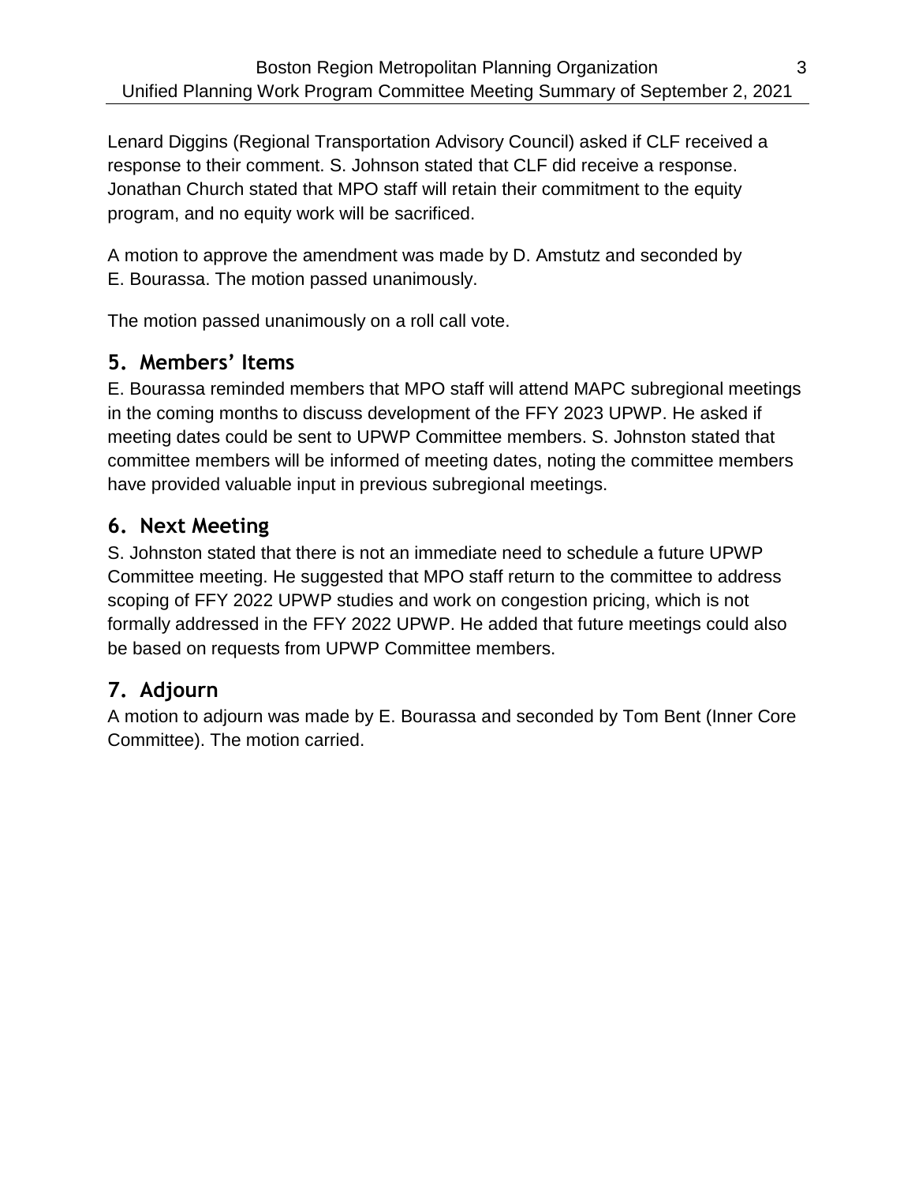Lenard Diggins (Regional Transportation Advisory Council) asked if CLF received a response to their comment. S. Johnson stated that CLF did receive a response. Jonathan Church stated that MPO staff will retain their commitment to the equity program, and no equity work will be sacrificed.

A motion to approve the amendment was made by D. Amstutz and seconded by E. Bourassa. The motion passed unanimously.

The motion passed unanimously on a roll call vote.

## 5. Members' Items

E. Bourassa reminded members that MPO staff will attend MAPC subregional meetings in the coming months to discuss development of the FFY 2023 UPWP. He asked if meeting dates could be sent to UPWP Committee members. S. Johnston stated that committee members will be informed of meeting dates, noting the committee members have provided valuable input in previous subregional meetings.

## 6. Next Meeting

S. Johnston stated that there is not an immediate need to schedule a future UPWP Committee meeting. He suggested that MPO staff return to the committee to address scoping of FFY 2022 UPWP studies and work on congestion pricing, which is not formally addressed in the FFY 2022 UPWP. He added that future meetings could also be based on requests from UPWP Committee members.

## 7. Adjourn

A motion to adjourn was made by E. Bourassa and seconded by Tom Bent (Inner Core Committee). The motion carried.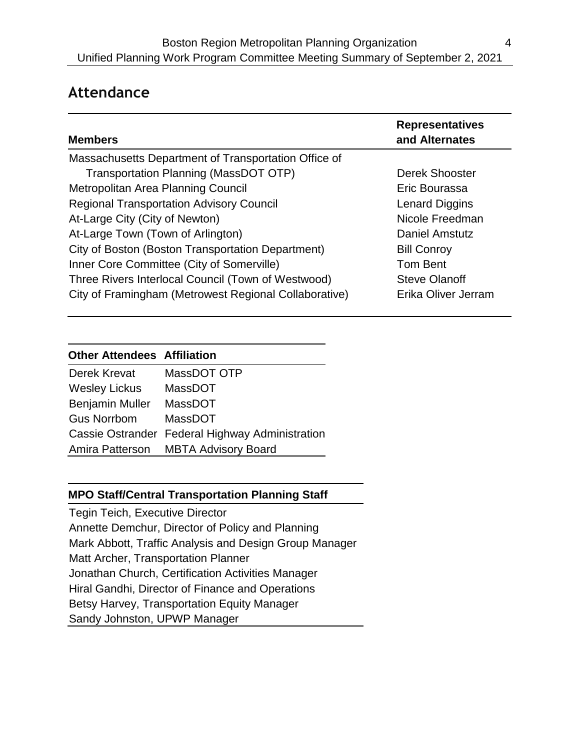## Attendance

| Members | Representatives and Alternates |
| --- | --- |
| Massachusetts Department of Transportation Office of Transportation Planning (MassDOT OTP) | Derek Shooster |
| Metropolitan Area Planning Council | Eric Bourassa |
| Regional Transportation Advisory Council | Lenard Diggins |
| At-Large City (City of Newton) | Nicole Freedman |
| At-Large Town (Town of Arlington) | Daniel Amstutz |
| City of Boston (Boston Transportation Department) | Bill Conroy |
| Inner Core Committee (City of Somerville) | Tom Bent |
| Three Rivers Interlocal Council (Town of Westwood) | Steve Olanoff |
| City of Framingham (Metrowest Regional Collaborative) | Erika Oliver Jerram |

| Other Attendees | Affiliation |
| --- | --- |
| Derek Krevat | MassDOT OTP |
| Wesley Lickus | MassDOT |
| Benjamin Muller | MassDOT |
| Gus Norrbom | MassDOT |
| Cassie Ostrander | Federal Highway Administration |
| Amira Patterson | MBTA Advisory Board |

| MPO Staff/Central Transportation Planning Staff |
| --- |
| Tegin Teich, Executive Director |
| Annette Demchur, Director of Policy and Planning |
| Mark Abbott, Traffic Analysis and Design Group Manager |
| Matt Archer, Transportation Planner |
| Jonathan Church, Certification Activities Manager |
| Hiral Gandhi, Director of Finance and Operations |
| Betsy Harvey, Transportation Equity Manager |
| Sandy Johnston, UPWP Manager |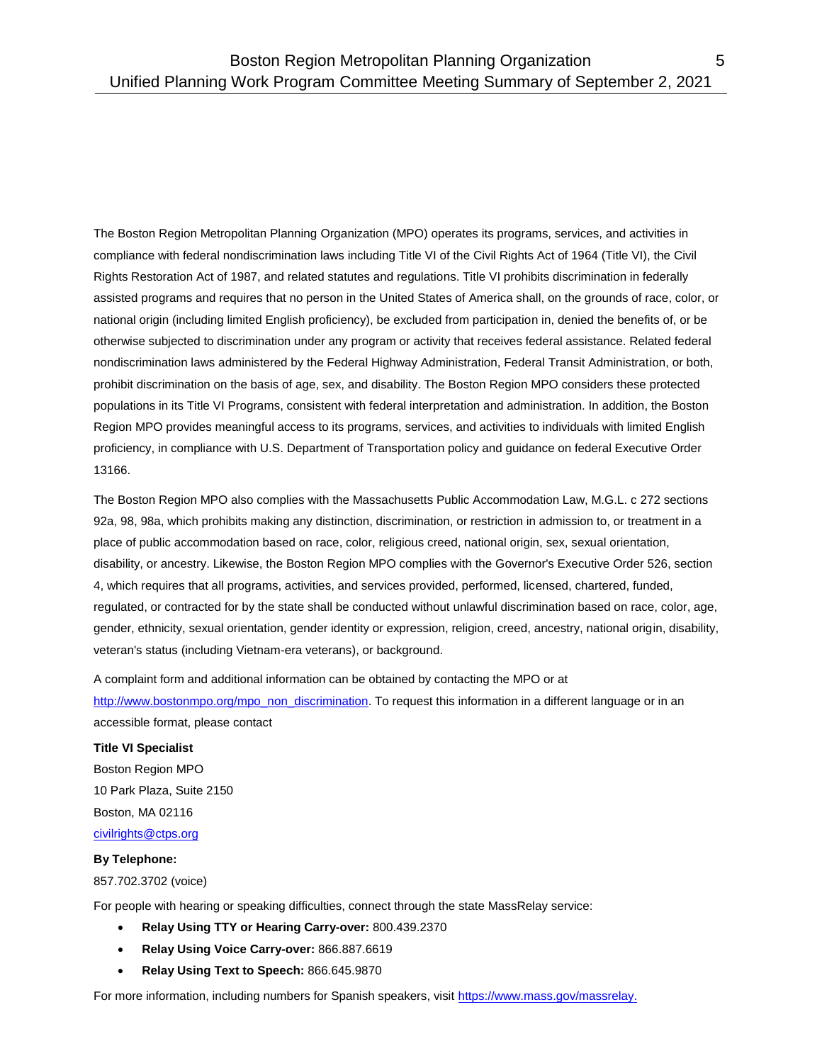The Boston Region Metropolitan Planning Organization (MPO) operates its programs, services, and activities in compliance with federal nondiscrimination laws including Title VI of the Civil Rights Act of 1964 (Title VI), the Civil Rights Restoration Act of 1987, and related statutes and regulations. Title VI prohibits discrimination in federally assisted programs and requires that no person in the United States of America shall, on the grounds of race, color, or national origin (including limited English proficiency), be excluded from participation in, denied the benefits of, or be otherwise subjected to discrimination under any program or activity that receives federal assistance. Related federal nondiscrimination laws administered by the Federal Highway Administration, Federal Transit Administration, or both, prohibit discrimination on the basis of age, sex, and disability. The Boston Region MPO considers these protected populations in its Title VI Programs, consistent with federal interpretation and administration. In addition, the Boston Region MPO provides meaningful access to its programs, services, and activities to individuals with limited English proficiency, in compliance with U.S. Department of Transportation policy and guidance on federal Executive Order 13166.

The Boston Region MPO also complies with the Massachusetts Public Accommodation Law, M.G.L. c 272 sections 92a, 98, 98a, which prohibits making any distinction, discrimination, or restriction in admission to, or treatment in a place of public accommodation based on race, color, religious creed, national origin, sex, sexual orientation, disability, or ancestry. Likewise, the Boston Region MPO complies with the Governor's Executive Order 526, section 4, which requires that all programs, activities, and services provided, performed, licensed, chartered, funded, regulated, or contracted for by the state shall be conducted without unlawful discrimination based on race, color, age, gender, ethnicity, sexual orientation, gender identity or expression, religion, creed, ancestry, national origin, disability, veteran's status (including Vietnam-era veterans), or background.

A complaint form and additional information can be obtained by contacting the MPO or at http://www.bostonmpo.org/mpo_non_discrimination. To request this information in a different language or in an accessible format, please contact

**Title VI Specialist**
Boston Region MPO
10 Park Plaza, Suite 2150
Boston, MA 02116
civilrights@ctps.org

**By Telephone:**
857.702.3702 (voice)

For people with hearing or speaking difficulties, connect through the state MassRelay service:

- **Relay Using TTY or Hearing Carry-over:** 800.439.2370
- **Relay Using Voice Carry-over:** 866.887.6619
- **Relay Using Text to Speech:** 866.645.9870

For more information, including numbers for Spanish speakers, visit https://www.mass.gov/massrelay.